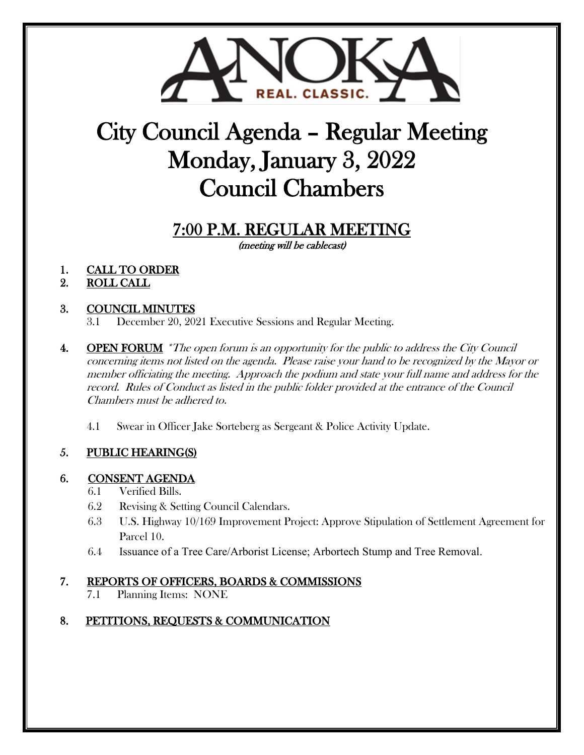ANOKA

REAL. CLASSIC.

# City Council Agenda – Regular Meeting
# Monday, January 3, 2022
# Council Chambers

## 7:00 P.M. REGULAR MEETING

*(meeting will be cablecast)*

1. **CALL TO ORDER**
2. **ROLL CALL**
3. **COUNCIL MINUTES**
   3.1 December 20, 2021 Executive Sessions and Regular Meeting.
4. **OPEN FORUM** *\*The open forum is an opportunity for the public to address the City Council concerning items not listed on the agenda. Please raise your hand to be recognized by the Mayor or member officiating the meeting. Approach the podium and state your full name and address for the record. Rules of Conduct as listed in the public folder provided at the entrance of the Council Chambers must be adhered to.*

   4.1 Swear in Officer Jake Sorteberg as Sergeant & Police Activity Update.
5. **PUBLIC HEARING(S)**
6. **CONSENT AGENDA**
   6.1 Verified Bills.
   6.2 Revising & Setting Council Calendars.
   6.3 U.S. Highway 10/169 Improvement Project: Approve Stipulation of Settlement Agreement for Parcel 10.
   6.4 Issuance of a Tree Care/Arborist License; Arbortech Stump and Tree Removal.
7. **REPORTS OF OFFICERS, BOARDS & COMMISSIONS**
   7.1 Planning Items: NONE
8. **PETITIONS, REQUESTS & COMMUNICATION**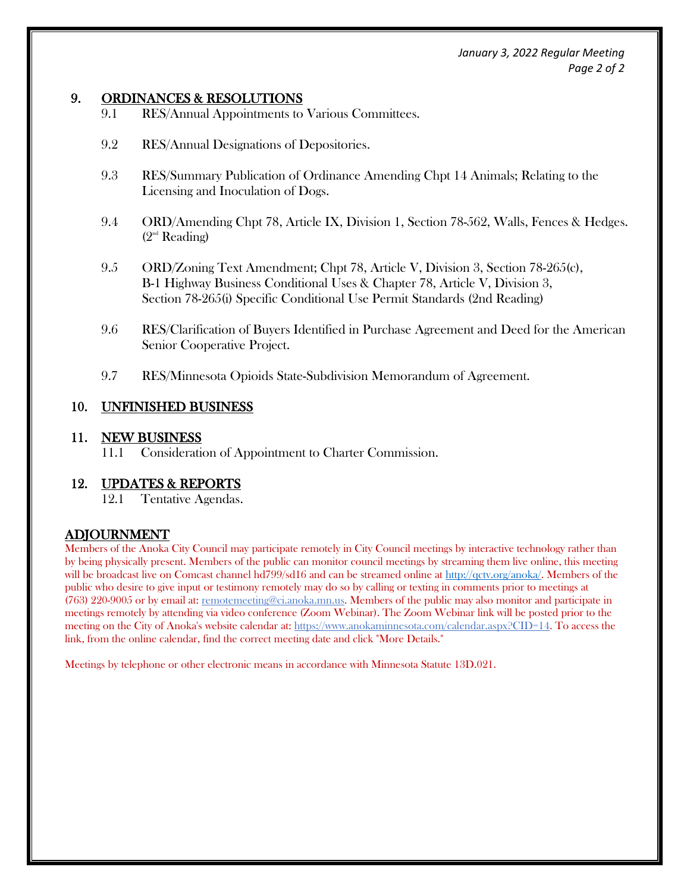## 9. ORDINANCES & RESOLUTIONS

9.1 RES/Annual Appointments to Various Committees.

9.2 RES/Annual Designations of Depositories.

9.3 RES/Summary Publication of Ordinance Amending Chpt 14 Animals; Relating to the Licensing and Inoculation of Dogs.

9.4 ORD/Amending Chpt 78, Article IX, Division 1, Section 78-562, Walls, Fences & Hedges. (2nd Reading)

9.5 ORD/Zoning Text Amendment; Chpt 78, Article V, Division 3, Section 78-265(c), B-1 Highway Business Conditional Uses & Chapter 78, Article V, Division 3, Section 78-265(i) Specific Conditional Use Permit Standards (2nd Reading)

9.6 RES/Clarification of Buyers Identified in Purchase Agreement and Deed for the American Senior Cooperative Project.

9.7 RES/Minnesota Opioids State-Subdivision Memorandum of Agreement.

## 10. UNFINISHED BUSINESS

## 11. NEW BUSINESS

11.1 Consideration of Appointment to Charter Commission.

## 12. UPDATES & REPORTS

12.1 Tentative Agendas.

## ADJOURNMENT

Members of the Anoka City Council may participate remotely in City Council meetings by interactive technology rather than by being physically present. Members of the public can monitor council meetings by streaming them live online, this meeting will be broadcast live on Comcast channel hd799/sd16 and can be streamed online at http://qctv.org/anoka/. Members of the public who desire to give input or testimony remotely may do so by calling or texting in comments prior to meetings at (763) 220-9005 or by email at: remotemeeting@ci.anoka.mn.us. Members of the public may also monitor and participate in meetings remotely by attending via video conference (Zoom Webinar). The Zoom Webinar link will be posted prior to the meeting on the City of Anoka's website calendar at: https://www.anokaminnesota.com/calendar.aspx?CID=14. To access the link, from the online calendar, find the correct meeting date and click "More Details."

Meetings by telephone or other electronic means in accordance with Minnesota Statute 13D.021.